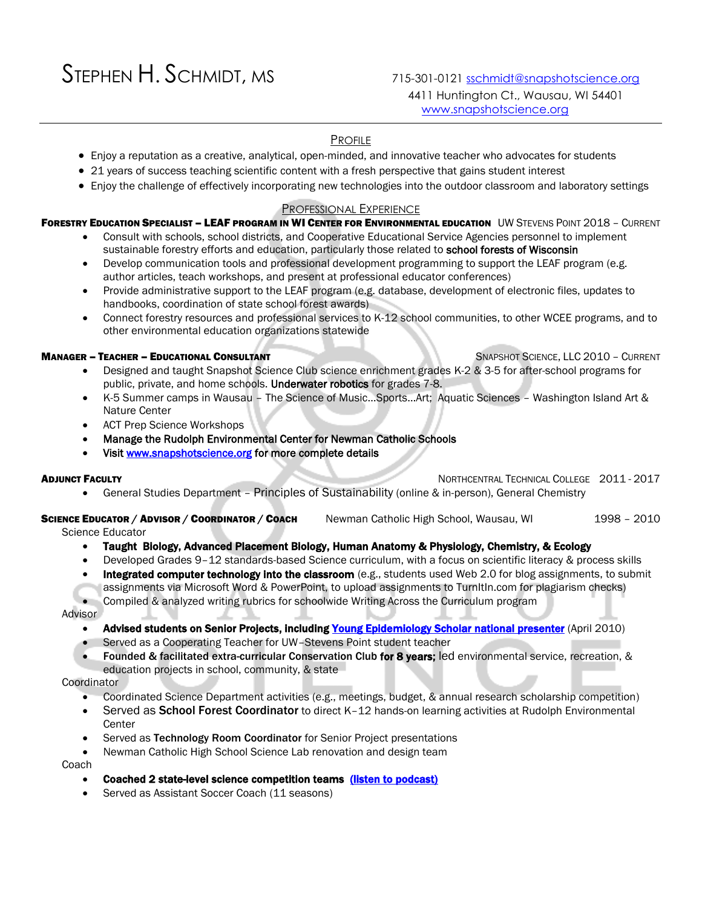# Stephen H. Schmidt, MS

715-301-0121 sschmidt@snapshotscience.org
4411 Huntington Ct., Wausau, WI 54401
www.snapshotscience.org

## Profile

- Enjoy a reputation as a creative, analytical, open-minded, and innovative teacher who advocates for students
- 21 years of success teaching scientific content with a fresh perspective that gains student interest
- Enjoy the challenge of effectively incorporating new technologies into the outdoor classroom and laboratory settings

## Professional Experience

**Forestry Education Specialist – LEAF program in WI Center for Environmental education** UW Stevens Point 2018 – Current

- Consult with schools, school districts, and Cooperative Educational Service Agencies personnel to implement sustainable forestry efforts and education, particularly those related to **school forests of Wisconsin**
- Develop communication tools and professional development programming to support the LEAF program (e.g. author articles, teach workshops, and present at professional educator conferences)
- Provide administrative support to the LEAF program (e.g. database, development of electronic files, updates to handbooks, coordination of state school forest awards)
- Connect forestry resources and professional services to K-12 school communities, to other WCEE programs, and to other environmental education organizations statewide

**Manager – Teacher – Educational Consultant** Snapshot Science, LLC 2010 – Current

- Designed and taught Snapshot Science Club science enrichment grades K-2 & 3-5 for after-school programs for public, private, and home schools. **Underwater robotics** for grades 7-8.
- K-5 Summer camps in Wausau – The Science of Music…Sports…Art; Aquatic Sciences – Washington Island Art & Nature Center
- ACT Prep Science Workshops
- **Manage the Rudolph Environmental Center for Newman Catholic Schools**
- **Visit www.snapshotscience.org for more complete details**

**Adjunct Faculty** Northcentral Technical College 2011 - 2017

- General Studies Department – Principles of Sustainability (online & in-person), General Chemistry

**Science Educator / Advisor / Coordinator / Coach** Newman Catholic High School, Wausau, WI 1998 – 2010

Science Educator

- **Taught Biology, Advanced Placement Biology, Human Anatomy & Physiology, Chemistry, & Ecology**
- Developed Grades 9–12 standards-based Science curriculum, with a focus on scientific literacy & process skills
- **Integrated computer technology into the classroom** (e.g., students used Web 2.0 for blog assignments, to submit assignments via Microsoft Word & PowerPoint, to upload assignments to TurnItIn.com for plagiarism checks)
- Compiled & analyzed writing rubrics for schoolwide Writing Across the Curriculum program

Advisor

- **Advised students on Senior Projects, including Young Epidemiology Scholar national presenter** (April 2010)
- Served as a Cooperating Teacher for UW–Stevens Point student teacher
- **Founded & facilitated extra-curricular Conservation Club for 8 years;** led environmental service, recreation, & education projects in school, community, & state

Coordinator

- Coordinated Science Department activities (e.g., meetings, budget, & annual research scholarship competition)
- Served as **School Forest Coordinator** to direct K–12 hands-on learning activities at Rudolph Environmental Center
- Served as **Technology Room Coordinator** for Senior Project presentations
- Newman Catholic High School Science Lab renovation and design team

Coach

- **Coached 2 state-level science competition teams (listen to podcast)**
- Served as Assistant Soccer Coach (11 seasons)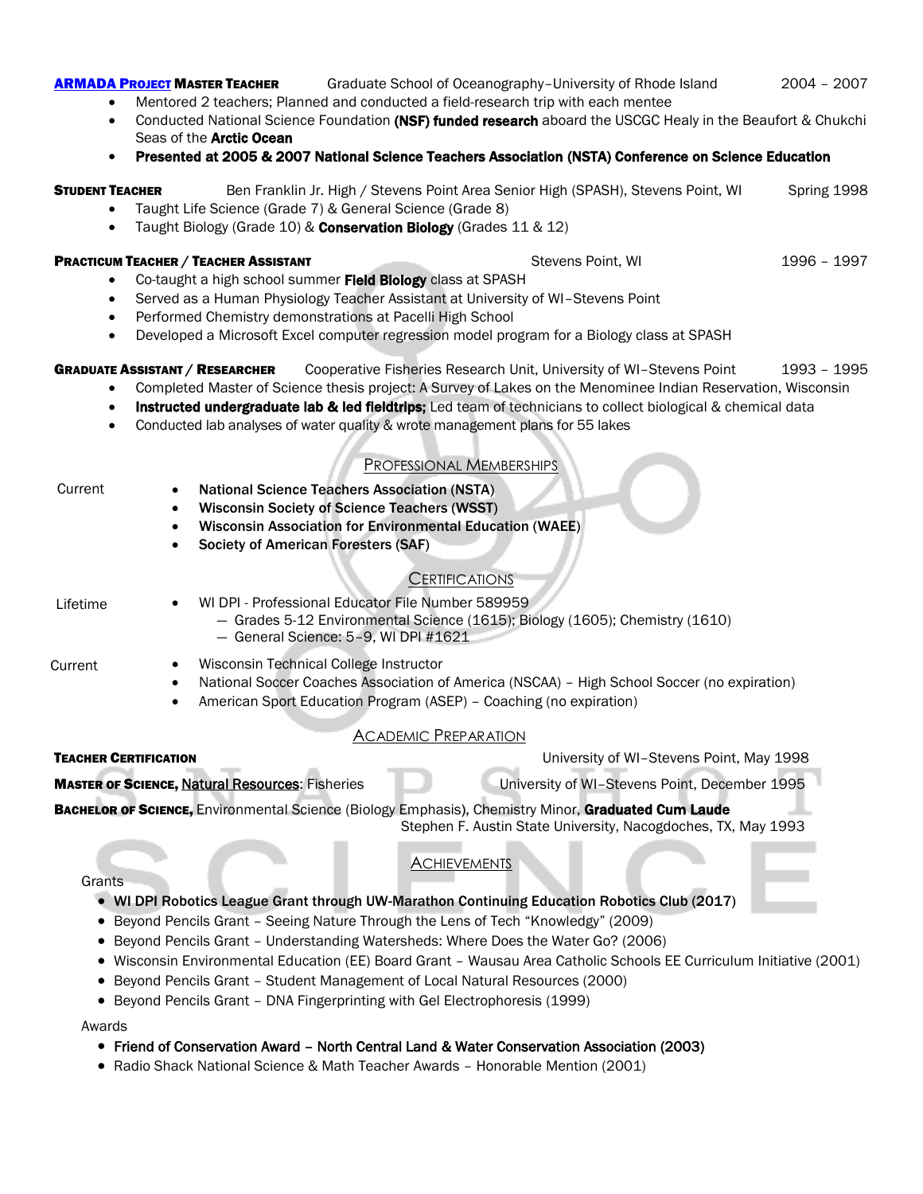**ARMADA PROJECT MASTER TEACHER** Graduate School of Oceanography–University of Rhode Island 2004 – 2007

- Mentored 2 teachers; Planned and conducted a field-research trip with each mentee
- Conducted National Science Foundation **(NSF) funded research** aboard the USCGC Healy in the Beaufort & Chukchi Seas of the **Arctic Ocean**
- **Presented at 2005 & 2007 National Science Teachers Association (NSTA) Conference on Science Education**

**STUDENT TEACHER** Ben Franklin Jr. High / Stevens Point Area Senior High (SPASH), Stevens Point, WI Spring 1998

- Taught Life Science (Grade 7) & General Science (Grade 8)
- Taught Biology (Grade 10) & **Conservation Biology** (Grades 11 & 12)

**PRACTICUM TEACHER / TEACHER ASSISTANT** Stevens Point, WI 1996 – 1997

- Co-taught a high school summer **Field Biology** class at SPASH
- Served as a Human Physiology Teacher Assistant at University of WI–Stevens Point
- Performed Chemistry demonstrations at Pacelli High School
- Developed a Microsoft Excel computer regression model program for a Biology class at SPASH

**GRADUATE ASSISTANT / RESEARCHER** Cooperative Fisheries Research Unit, University of WI–Stevens Point 1993 – 1995

- Completed Master of Science thesis project: A Survey of Lakes on the Menominee Indian Reservation, Wisconsin
- **Instructed undergraduate lab & led fieldtrips;** Led team of technicians to collect biological & chemical data
- Conducted lab analyses of water quality & wrote management plans for 55 lakes

## PROFESSIONAL MEMBERSHIPS

Current

- **National Science Teachers Association (NSTA)**
- **Wisconsin Society of Science Teachers (WSST)**
- **Wisconsin Association for Environmental Education (WAEE)**
- **Society of American Foresters (SAF)**

## CERTIFICATIONS

Lifetime

- WI DPI - Professional Educator File Number 589959
  - Grades 5-12 Environmental Science (1615); Biology (1605); Chemistry (1610)
  - General Science: 5–9, WI DPI #1621

Current

- Wisconsin Technical College Instructor
- National Soccer Coaches Association of America (NSCAA) – High School Soccer (no expiration)
- American Sport Education Program (ASEP) – Coaching (no expiration)

## ACADEMIC PREPARATION

**TEACHER CERTIFICATION** University of WI–Stevens Point, May 1998

**MASTER OF SCIENCE,** Natural Resources: Fisheries University of WI–Stevens Point, December 1995

**BACHELOR OF SCIENCE,** Environmental Science (Biology Emphasis), Chemistry Minor, **Graduated Cum Laude**
Stephen F. Austin State University, Nacogdoches, TX, May 1993

## ACHIEVEMENTS

Grants

- **WI DPI Robotics League Grant through UW-Marathon Continuing Education Robotics Club (2017)**
- Beyond Pencils Grant – Seeing Nature Through the Lens of Tech "Knowledgy" (2009)
- Beyond Pencils Grant – Understanding Watersheds: Where Does the Water Go? (2006)
- Wisconsin Environmental Education (EE) Board Grant – Wausau Area Catholic Schools EE Curriculum Initiative (2001)
- Beyond Pencils Grant – Student Management of Local Natural Resources (2000)
- Beyond Pencils Grant – DNA Fingerprinting with Gel Electrophoresis (1999)

Awards

- **Friend of Conservation Award – North Central Land & Water Conservation Association (2003)**
- Radio Shack National Science & Math Teacher Awards – Honorable Mention (2001)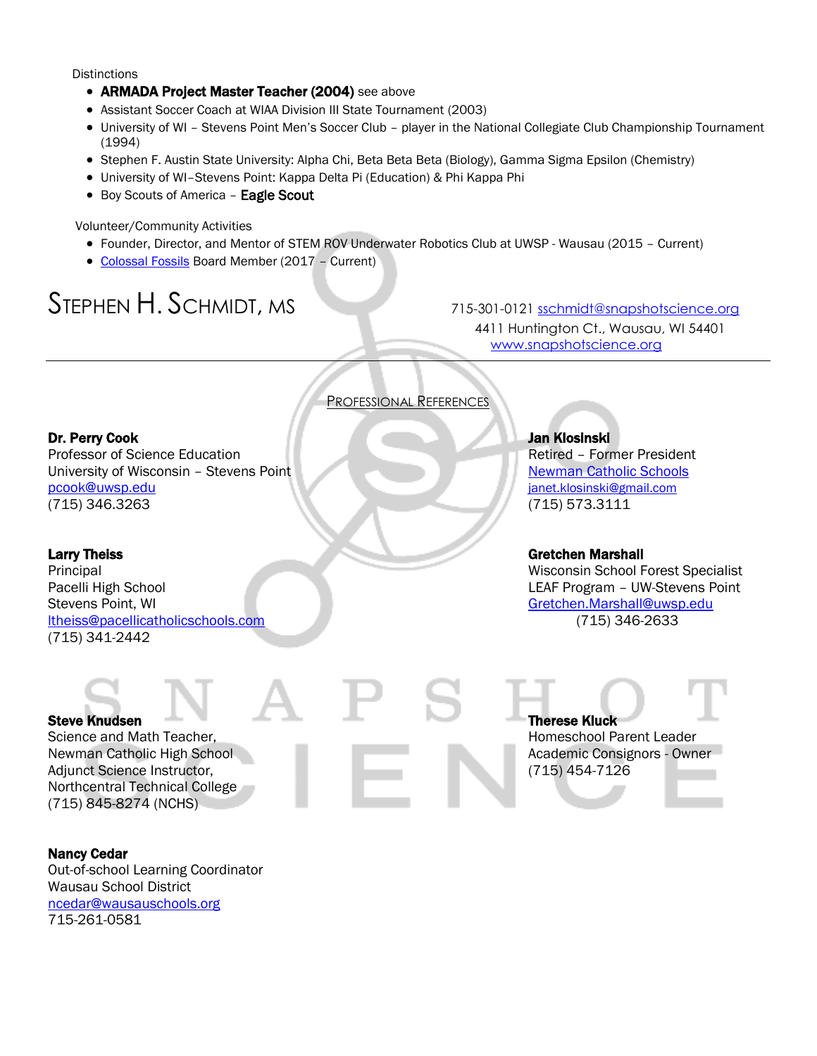Distinctions

- **ARMADA Project Master Teacher (2004)** see above
- Assistant Soccer Coach at WIAA Division III State Tournament (2003)
- University of WI – Stevens Point Men's Soccer Club – player in the National Collegiate Club Championship Tournament (1994)
- Stephen F. Austin State University: Alpha Chi, Beta Beta Beta (Biology), Gamma Sigma Epsilon (Chemistry)
- University of WI–Stevens Point: Kappa Delta Pi (Education) & Phi Kappa Phi
- Boy Scouts of America – **Eagle Scout**

Volunteer/Community Activities

- Founder, Director, and Mentor of STEM ROV Underwater Robotics Club at UWSP - Wausau (2015 – Current)
- Colossal Fossils Board Member (2017 – Current)

# STEPHEN H. SCHMIDT, MS

715-301-0121 sschmidt@snapshotscience.org
4411 Huntington Ct., Wausau, WI 54401
www.snapshotscience.org

---

## PROFESSIONAL REFERENCES

**Dr. Perry Cook**
Professor of Science Education
University of Wisconsin – Stevens Point
pcook@uwsp.edu
(715) 346.3263

**Jan Klosinski**
Retired – Former President
Newman Catholic Schools
janet.klosinski@gmail.com
(715) 573.3111

**Larry Theiss**
Principal
Pacelli High School
Stevens Point, WI
ltheiss@pacellicatholicschools.com
(715) 341-2442

**Gretchen Marshall**
Wisconsin School Forest Specialist
LEAF Program – UW-Stevens Point
Gretchen.Marshall@uwsp.edu
(715) 346-2633

**Steve Knudsen**
Science and Math Teacher,
Newman Catholic High School
Adjunct Science Instructor,
Northcentral Technical College
(715) 845-8274 (NCHS)

**Therese Kluck**
Homeschool Parent Leader
Academic Consignors - Owner
(715) 454-7126

**Nancy Cedar**
Out-of-school Learning Coordinator
Wausau School District
ncedar@wausauschools.org
715-261-0581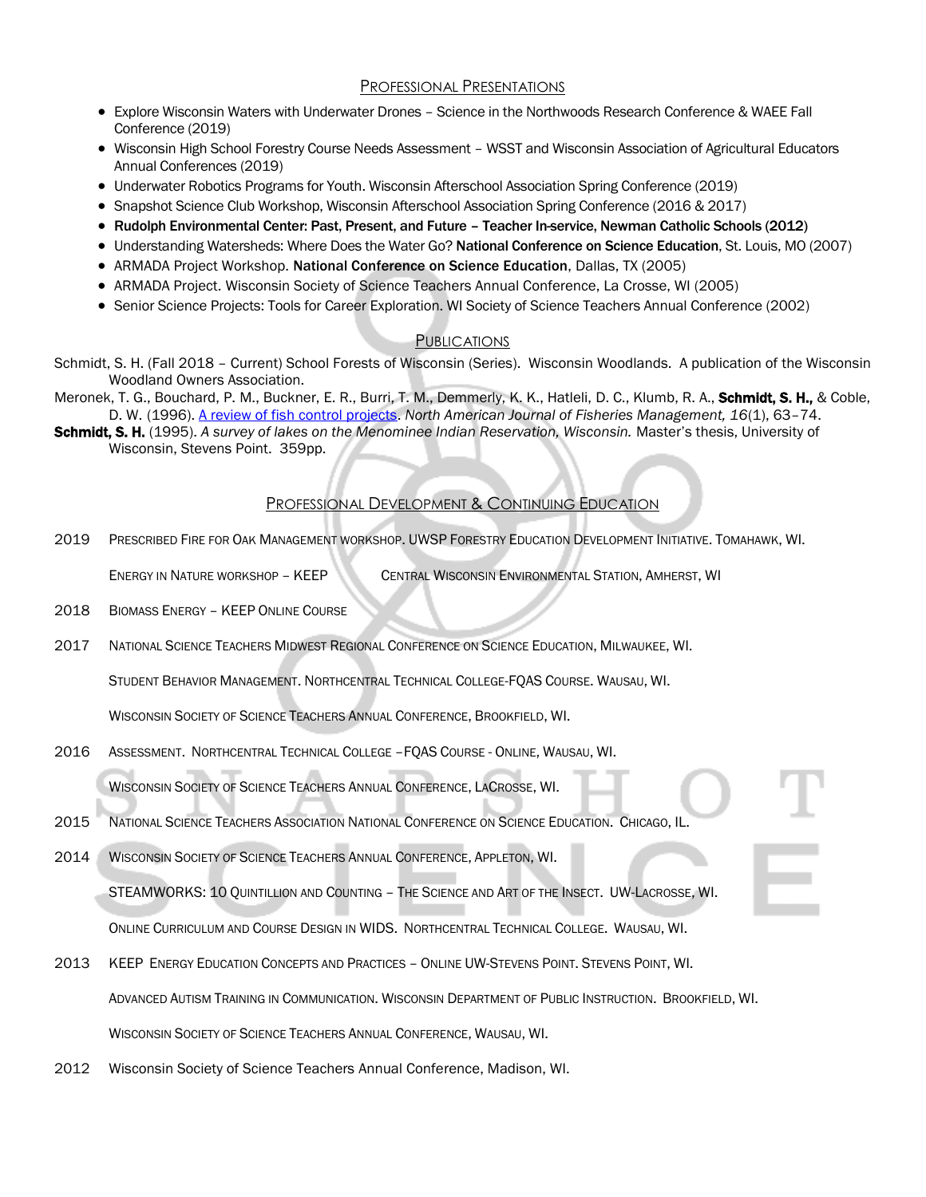## Professional Presentations

- Explore Wisconsin Waters with Underwater Drones – Science in the Northwoods Research Conference & WAEE Fall Conference (2019)
- Wisconsin High School Forestry Course Needs Assessment – WSST and Wisconsin Association of Agricultural Educators Annual Conferences (2019)
- Underwater Robotics Programs for Youth. Wisconsin Afterschool Association Spring Conference (2019)
- Snapshot Science Club Workshop, Wisconsin Afterschool Association Spring Conference (2016 & 2017)
- **Rudolph Environmental Center: Past, Present, and Future – Teacher In-service, Newman Catholic Schools (2012)**
- Understanding Watersheds: Where Does the Water Go? **National Conference on Science Education**, St. Louis, MO (2007)
- ARMADA Project Workshop. **National Conference on Science Education**, Dallas, TX (2005)
- ARMADA Project. Wisconsin Society of Science Teachers Annual Conference, La Crosse, WI (2005)
- Senior Science Projects: Tools for Career Exploration. WI Society of Science Teachers Annual Conference (2002)

## Publications

Schmidt, S. H. (Fall 2018 – Current) School Forests of Wisconsin (Series). Wisconsin Woodlands. A publication of the Wisconsin Woodland Owners Association.

Meronek, T. G., Bouchard, P. M., Buckner, E. R., Burri, T. M., Demmerly, K. K., Hatleli, D. C., Klumb, R. A., **Schmidt, S. H.**, & Coble, D. W. (1996). A review of fish control projects. *North American Journal of Fisheries Management, 16*(1), 63–74.

**Schmidt, S. H.** (1995). *A survey of lakes on the Menominee Indian Reservation, Wisconsin.* Master's thesis, University of Wisconsin, Stevens Point. 359pp.

## Professional Development & Continuing Education

2019 Prescribed Fire for Oak Management workshop. UWSP Forestry Education Development Initiative. Tomahawk, WI.

Energy in Nature workshop – KEEP Central Wisconsin Environmental Station, Amherst, WI

2018 Biomass Energy – KEEP Online Course

2017 National Science Teachers Midwest Regional Conference on Science Education, Milwaukee, WI.

Student Behavior Management. Northcentral Technical College-FQAS Course. Wausau, WI.

Wisconsin Society of Science Teachers Annual Conference, Brookfield, WI.

2016 Assessment. Northcentral Technical College –FQAS Course - Online, Wausau, WI.

Wisconsin Society of Science Teachers Annual Conference, LaCrosse, WI.

2015 National Science Teachers Association National Conference on Science Education. Chicago, IL.

2014 Wisconsin Society of Science Teachers Annual Conference, Appleton, WI.

STEAMWORKS: 10 Quintillion and Counting – The Science and Art of the Insect. UW-LaCrosse, WI.

Online Curriculum and Course Design in WIDS. Northcentral Technical College. Wausau, WI.

2013 KEEP Energy Education Concepts and Practices – Online UW-Stevens Point. Stevens Point, WI.

Advanced Autism Training in Communication. Wisconsin Department of Public Instruction. Brookfield, WI.

Wisconsin Society of Science Teachers Annual Conference, Wausau, WI.

2012 Wisconsin Society of Science Teachers Annual Conference, Madison, WI.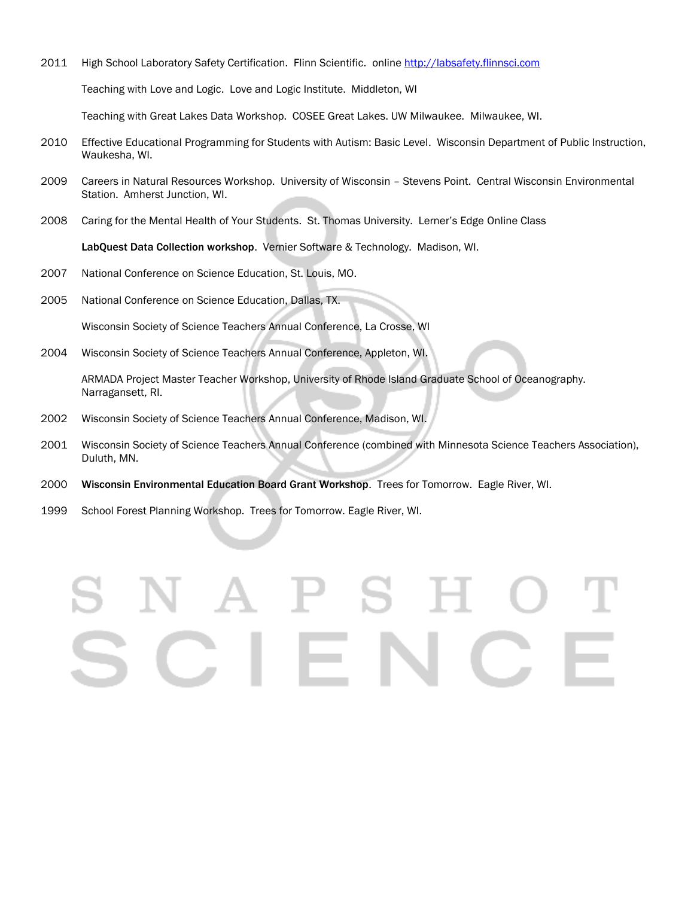2011 High School Laboratory Safety Certification. Flinn Scientific. online http://labsafety.flinnsci.com

Teaching with Love and Logic. Love and Logic Institute. Middleton, WI

Teaching with Great Lakes Data Workshop. COSEE Great Lakes. UW Milwaukee. Milwaukee, WI.

2010 Effective Educational Programming for Students with Autism: Basic Level. Wisconsin Department of Public Instruction, Waukesha, WI.

2009 Careers in Natural Resources Workshop. University of Wisconsin – Stevens Point. Central Wisconsin Environmental Station. Amherst Junction, WI.

2008 Caring for the Mental Health of Your Students. St. Thomas University. Lerner's Edge Online Class

**LabQuest Data Collection workshop**. Vernier Software & Technology. Madison, WI.

2007 National Conference on Science Education, St. Louis, MO.

2005 National Conference on Science Education, Dallas, TX.

Wisconsin Society of Science Teachers Annual Conference, La Crosse, WI

2004 Wisconsin Society of Science Teachers Annual Conference, Appleton, WI.

ARMADA Project Master Teacher Workshop, University of Rhode Island Graduate School of Oceanography. Narragansett, RI.

2002 Wisconsin Society of Science Teachers Annual Conference, Madison, WI.

2001 Wisconsin Society of Science Teachers Annual Conference (combined with Minnesota Science Teachers Association), Duluth, MN.

2000 **Wisconsin Environmental Education Board Grant Workshop**. Trees for Tomorrow. Eagle River, WI.

1999 School Forest Planning Workshop. Trees for Tomorrow. Eagle River, WI.